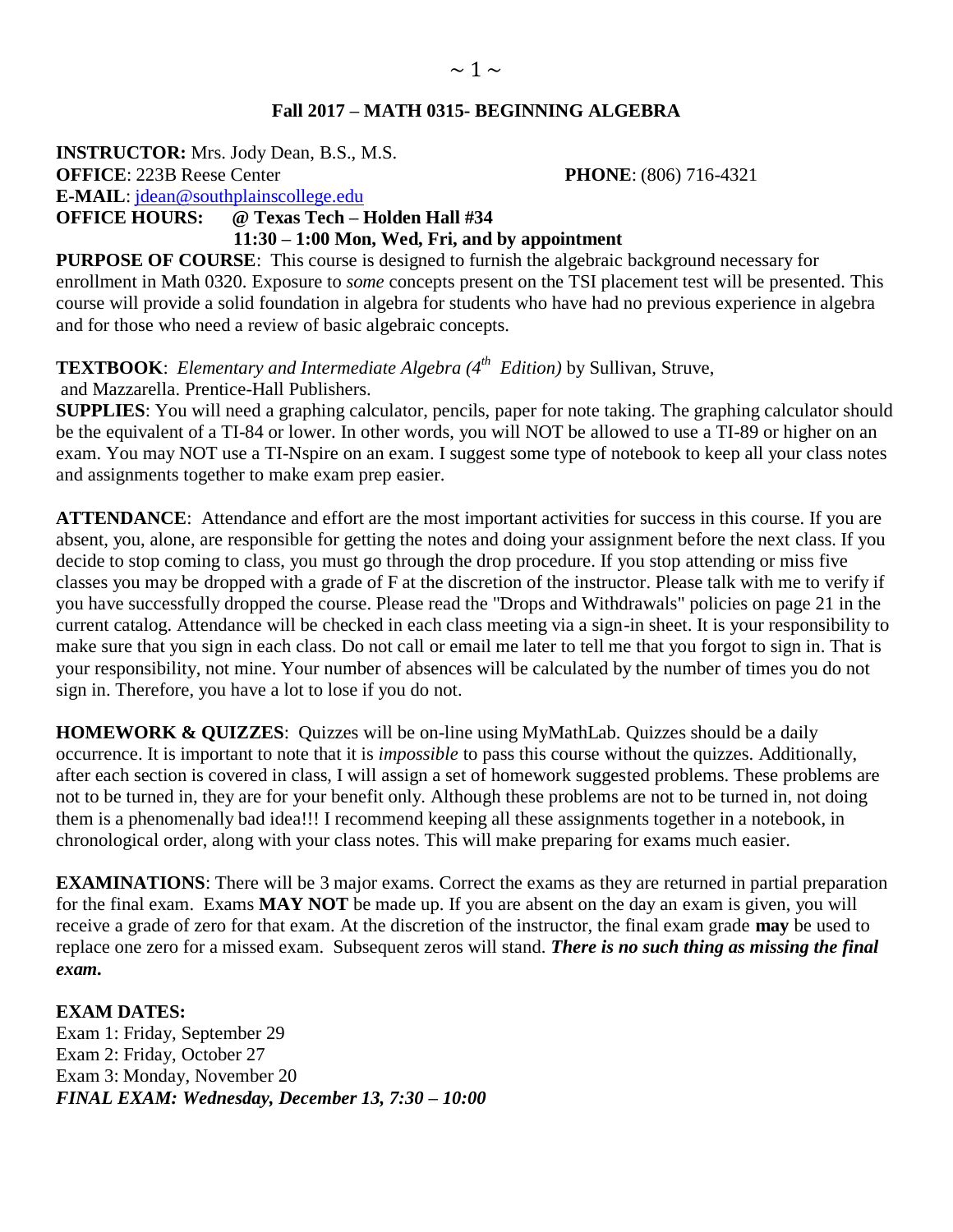# Fall 2017 – MATH 0315- BEGINNING ALGEBRA

**INSTRUCTOR:** Mrs. Jody Dean, B.S., M.S.
**OFFICE**: 223B Reese Center **PHONE**: (806) 716-4321
**E-MAIL**: jdean@southplainscollege.edu
**OFFICE HOURS: @ Texas Tech – Holden Hall #34**
**11:30 – 1:00 Mon, Wed, Fri, and by appointment**

**PURPOSE OF COURSE**: This course is designed to furnish the algebraic background necessary for enrollment in Math 0320. Exposure to *some* concepts present on the TSI placement test will be presented. This course will provide a solid foundation in algebra for students who have had no previous experience in algebra and for those who need a review of basic algebraic concepts.

**TEXTBOOK**: *Elementary and Intermediate Algebra (4th Edition)* by Sullivan, Struve, and Mazzarella. Prentice-Hall Publishers.

**SUPPLIES**: You will need a graphing calculator, pencils, paper for note taking. The graphing calculator should be the equivalent of a TI-84 or lower. In other words, you will NOT be allowed to use a TI-89 or higher on an exam. You may NOT use a TI-Nspire on an exam. I suggest some type of notebook to keep all your class notes and assignments together to make exam prep easier.

**ATTENDANCE**: Attendance and effort are the most important activities for success in this course. If you are absent, you, alone, are responsible for getting the notes and doing your assignment before the next class. If you decide to stop coming to class, you must go through the drop procedure. If you stop attending or miss five classes you may be dropped with a grade of F at the discretion of the instructor. Please talk with me to verify if you have successfully dropped the course. Please read the "Drops and Withdrawals" policies on page 21 in the current catalog. Attendance will be checked in each class meeting via a sign-in sheet. It is your responsibility to make sure that you sign in each class. Do not call or email me later to tell me that you forgot to sign in. That is your responsibility, not mine. Your number of absences will be calculated by the number of times you do not sign in. Therefore, you have a lot to lose if you do not.

**HOMEWORK & QUIZZES**: Quizzes will be on-line using MyMathLab. Quizzes should be a daily occurrence. It is important to note that it is *impossible* to pass this course without the quizzes. Additionally, after each section is covered in class, I will assign a set of homework suggested problems. These problems are not to be turned in, they are for your benefit only. Although these problems are not to be turned in, not doing them is a phenomenally bad idea!!! I recommend keeping all these assignments together in a notebook, in chronological order, along with your class notes. This will make preparing for exams much easier.

**EXAMINATIONS**: There will be 3 major exams. Correct the exams as they are returned in partial preparation for the final exam. Exams **MAY NOT** be made up. If you are absent on the day an exam is given, you will receive a grade of zero for that exam. At the discretion of the instructor, the final exam grade **may** be used to replace one zero for a missed exam. Subsequent zeros will stand. ***There is no such thing as missing the final exam.***

**EXAM DATES:**
Exam 1: Friday, September 29
Exam 2: Friday, October 27
Exam 3: Monday, November 20
***FINAL EXAM: Wednesday, December 13, 7:30 – 10:00***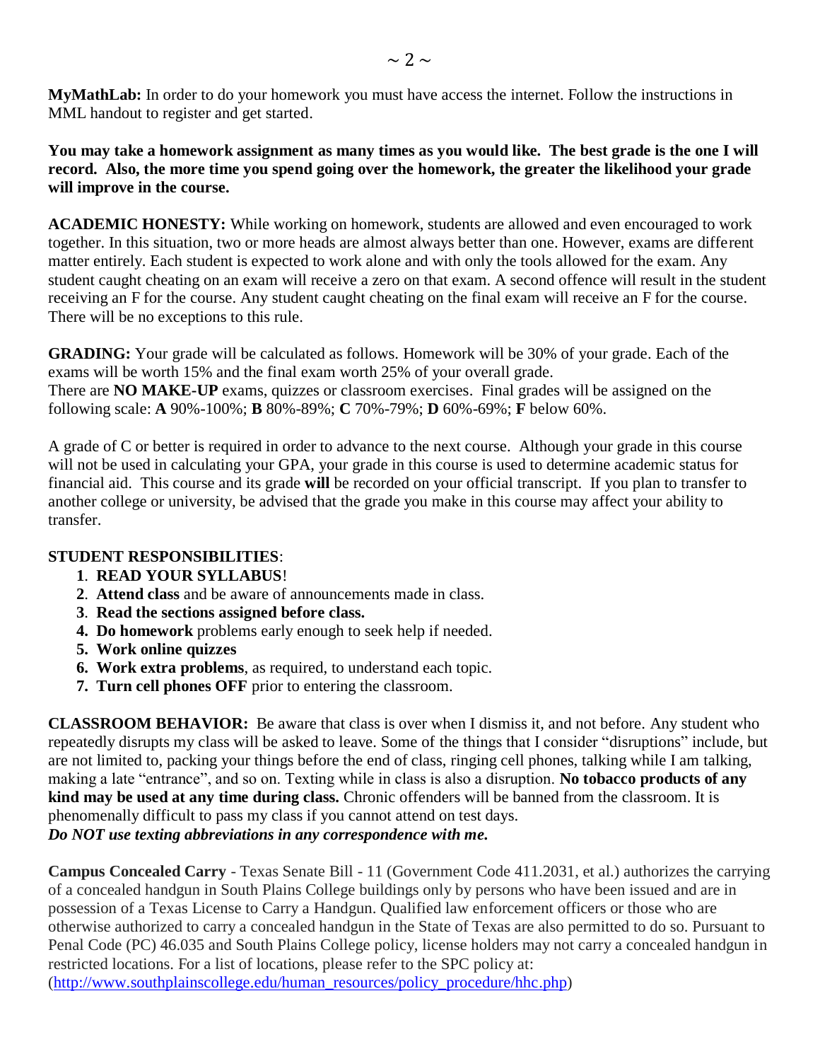**MyMathLab:** In order to do your homework you must have access the internet. Follow the instructions in MML handout to register and get started.

**You may take a homework assignment as many times as you would like. The best grade is the one I will record. Also, the more time you spend going over the homework, the greater the likelihood your grade will improve in the course.**

**ACADEMIC HONESTY:** While working on homework, students are allowed and even encouraged to work together. In this situation, two or more heads are almost always better than one. However, exams are different matter entirely. Each student is expected to work alone and with only the tools allowed for the exam. Any student caught cheating on an exam will receive a zero on that exam. A second offence will result in the student receiving an F for the course. Any student caught cheating on the final exam will receive an F for the course. There will be no exceptions to this rule.

**GRADING:** Your grade will be calculated as follows. Homework will be 30% of your grade. Each of the exams will be worth 15% and the final exam worth 25% of your overall grade.
There are **NO MAKE-UP** exams, quizzes or classroom exercises. Final grades will be assigned on the following scale: **A** 90%-100%; **B** 80%-89%; **C** 70%-79%; **D** 60%-69%; **F** below 60%.

A grade of C or better is required in order to advance to the next course. Although your grade in this course will not be used in calculating your GPA, your grade in this course is used to determine academic status for financial aid. This course and its grade **will** be recorded on your official transcript. If you plan to transfer to another college or university, be advised that the grade you make in this course may affect your ability to transfer.

**STUDENT RESPONSIBILITIES**:

1. **READ YOUR SYLLABUS**!
2. **Attend class** and be aware of announcements made in class.
3. **Read the sections assigned before class.**
4. **Do homework** problems early enough to seek help if needed.
5. **Work online quizzes**
6. **Work extra problems**, as required, to understand each topic.
7. **Turn cell phones OFF** prior to entering the classroom.

**CLASSROOM BEHAVIOR:** Be aware that class is over when I dismiss it, and not before. Any student who repeatedly disrupts my class will be asked to leave. Some of the things that I consider "disruptions" include, but are not limited to, packing your things before the end of class, ringing cell phones, talking while I am talking, making a late "entrance", and so on. Texting while in class is also a disruption. **No tobacco products of any kind may be used at any time during class.** Chronic offenders will be banned from the classroom. It is phenomenally difficult to pass my class if you cannot attend on test days.
***Do NOT use texting abbreviations in any correspondence with me.***

**Campus Concealed Carry** - Texas Senate Bill - 11 (Government Code 411.2031, et al.) authorizes the carrying of a concealed handgun in South Plains College buildings only by persons who have been issued and are in possession of a Texas License to Carry a Handgun. Qualified law enforcement officers or those who are otherwise authorized to carry a concealed handgun in the State of Texas are also permitted to do so. Pursuant to Penal Code (PC) 46.035 and South Plains College policy, license holders may not carry a concealed handgun in restricted locations. For a list of locations, please refer to the SPC policy at:
(http://www.southplainscollege.edu/human_resources/policy_procedure/hhc.php)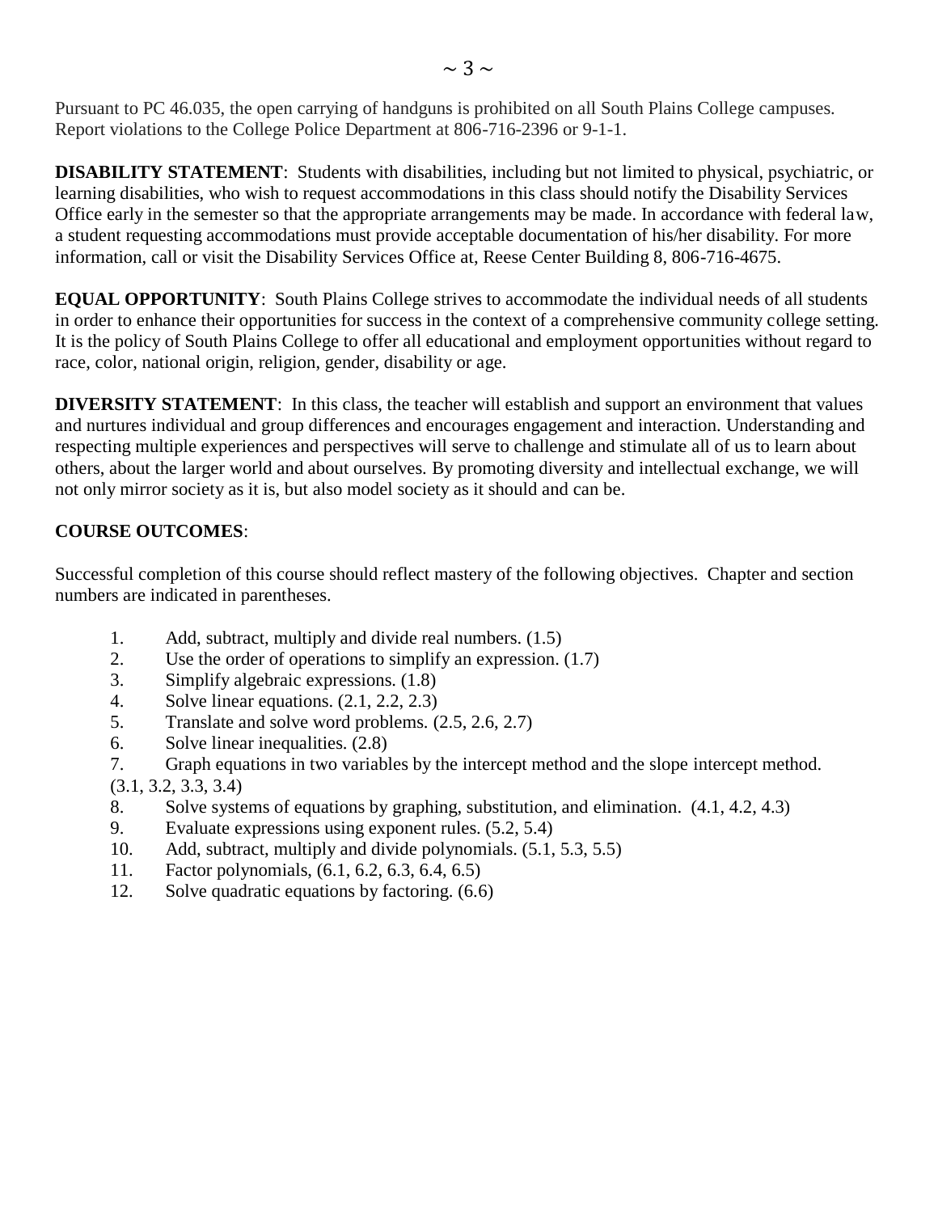Pursuant to PC 46.035, the open carrying of handguns is prohibited on all South Plains College campuses. Report violations to the College Police Department at 806-716-2396 or 9-1-1.

**DISABILITY STATEMENT**: Students with disabilities, including but not limited to physical, psychiatric, or learning disabilities, who wish to request accommodations in this class should notify the Disability Services Office early in the semester so that the appropriate arrangements may be made. In accordance with federal law, a student requesting accommodations must provide acceptable documentation of his/her disability. For more information, call or visit the Disability Services Office at, Reese Center Building 8, 806-716-4675.

**EQUAL OPPORTUNITY**: South Plains College strives to accommodate the individual needs of all students in order to enhance their opportunities for success in the context of a comprehensive community college setting. It is the policy of South Plains College to offer all educational and employment opportunities without regard to race, color, national origin, religion, gender, disability or age.

**DIVERSITY STATEMENT**: In this class, the teacher will establish and support an environment that values and nurtures individual and group differences and encourages engagement and interaction. Understanding and respecting multiple experiences and perspectives will serve to challenge and stimulate all of us to learn about others, about the larger world and about ourselves. By promoting diversity and intellectual exchange, we will not only mirror society as it is, but also model society as it should and can be.

**COURSE OUTCOMES**:

Successful completion of this course should reflect mastery of the following objectives. Chapter and section numbers are indicated in parentheses.

1. Add, subtract, multiply and divide real numbers. (1.5)
2. Use the order of operations to simplify an expression. (1.7)
3. Simplify algebraic expressions. (1.8)
4. Solve linear equations. (2.1, 2.2, 2.3)
5. Translate and solve word problems. (2.5, 2.6, 2.7)
6. Solve linear inequalities. (2.8)
7. Graph equations in two variables by the intercept method and the slope intercept method. (3.1, 3.2, 3.3, 3.4)
8. Solve systems of equations by graphing, substitution, and elimination. (4.1, 4.2, 4.3)
9. Evaluate expressions using exponent rules. (5.2, 5.4)
10. Add, subtract, multiply and divide polynomials. (5.1, 5.3, 5.5)
11. Factor polynomials, (6.1, 6.2, 6.3, 6.4, 6.5)
12. Solve quadratic equations by factoring. (6.6)